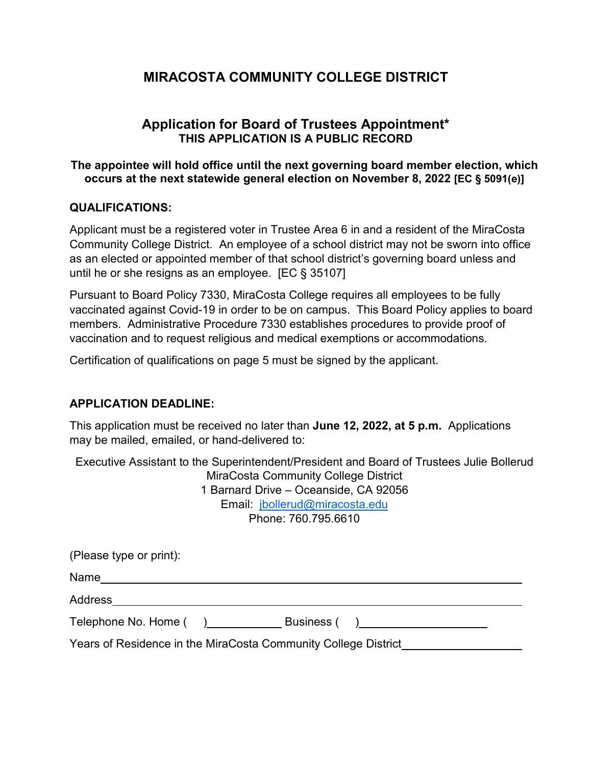# MIRACOSTA COMMUNITY COLLEGE DISTRICT

## Application for Board of Trustees Appointment*

**THIS APPLICATION IS A PUBLIC RECORD**

**The appointee will hold office until the next governing board member election, which occurs at the next statewide general election on November 8, 2022 [EC § 5091(e)]**

**QUALIFICATIONS:**

Applicant must be a registered voter in Trustee Area 6 in and a resident of the MiraCosta Community College District. An employee of a school district may not be sworn into office as an elected or appointed member of that school district's governing board unless and until he or she resigns as an employee. [EC § 35107]

Pursuant to Board Policy 7330, MiraCosta College requires all employees to be fully vaccinated against Covid-19 in order to be on campus. This Board Policy applies to board members. Administrative Procedure 7330 establishes procedures to provide proof of vaccination and to request religious and medical exemptions or accommodations.

Certification of qualifications on page 5 must be signed by the applicant.

**APPLICATION DEADLINE:**

This application must be received no later than **June 12, 2022, at 5 p.m.** Applications may be mailed, emailed, or hand-delivered to:

Executive Assistant to the Superintendent/President and Board of Trustees Julie Bollerud
MiraCosta Community College District
1 Barnard Drive – Oceanside, CA 92056
Email: jbollerud@miracosta.edu
Phone: 760.795.6610

(Please type or print):

Name ______________________________

Address ______________________________

Telephone No. Home ( ) ____________ Business ( ) ____________

Years of Residence in the MiraCosta Community College District ____________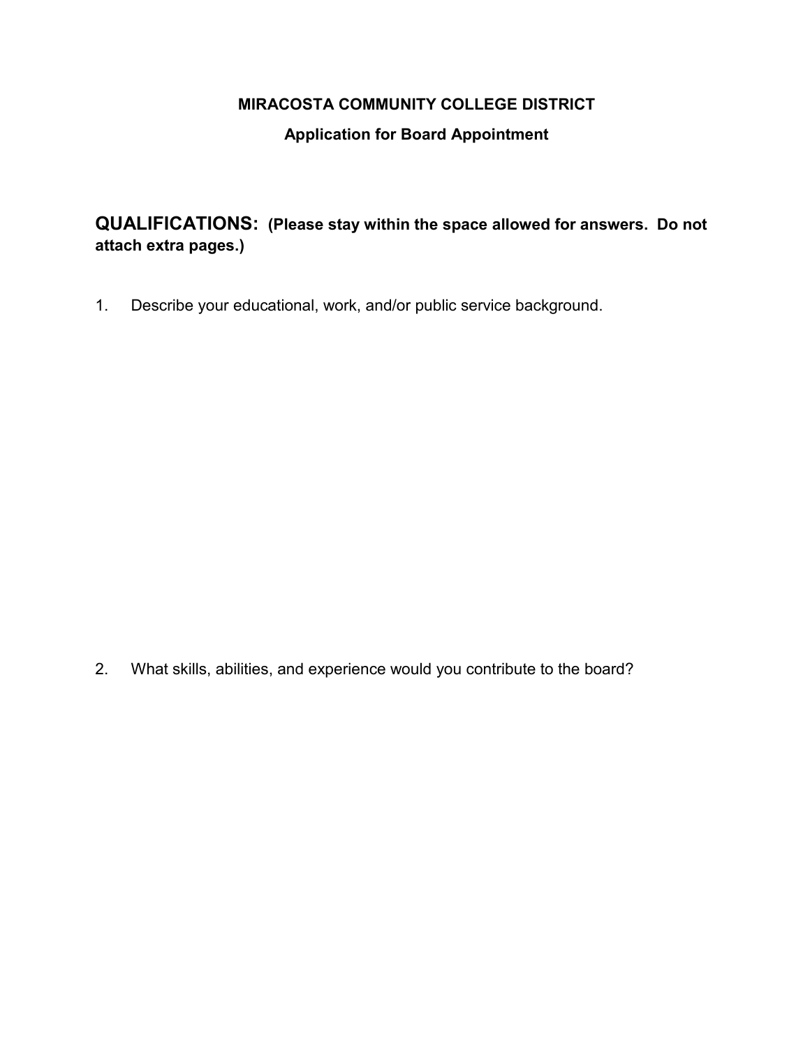**MIRACOSTA COMMUNITY COLLEGE DISTRICT**

**Application for Board Appointment**

## QUALIFICATIONS: **(Please stay within the space allowed for answers. Do not attach extra pages.)**

1. Describe your educational, work, and/or public service background.

2. What skills, abilities, and experience would you contribute to the board?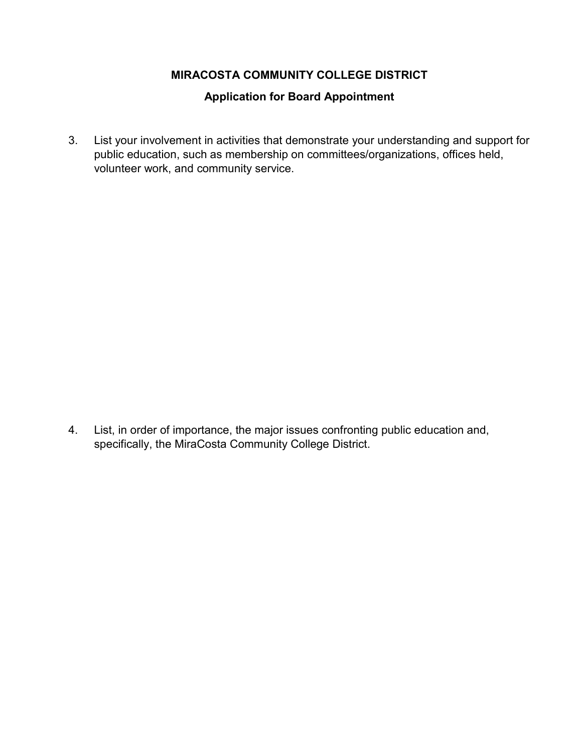**MIRACOSTA COMMUNITY COLLEGE DISTRICT**

**Application for Board Appointment**

3. List your involvement in activities that demonstrate your understanding and support for public education, such as membership on committees/organizations, offices held, volunteer work, and community service.

4. List, in order of importance, the major issues confronting public education and, specifically, the MiraCosta Community College District.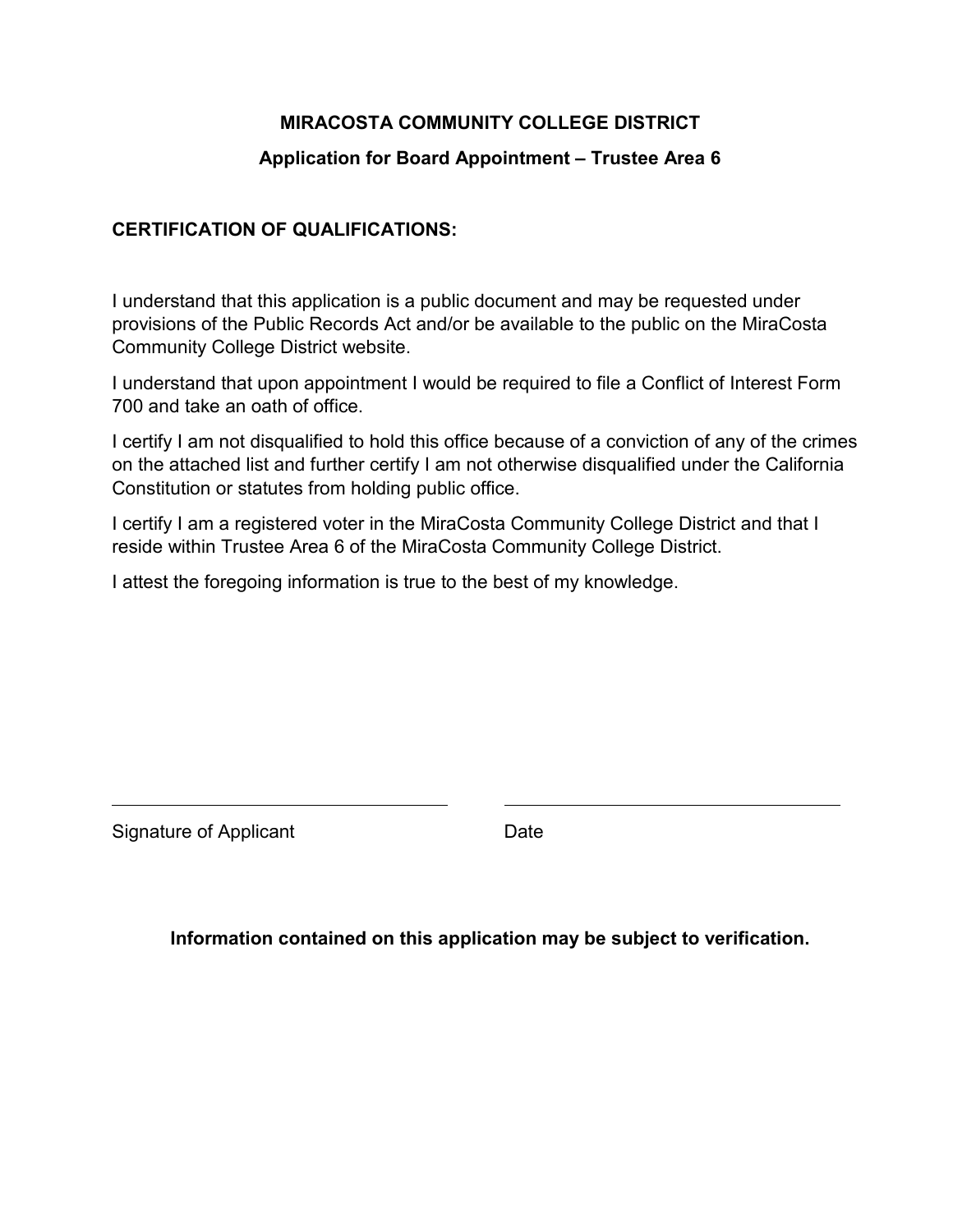**MIRACOSTA COMMUNITY COLLEGE DISTRICT**

**Application for Board Appointment – Trustee Area 6**

**CERTIFICATION OF QUALIFICATIONS:**

I understand that this application is a public document and may be requested under provisions of the Public Records Act and/or be available to the public on the MiraCosta Community College District website.

I understand that upon appointment I would be required to file a Conflict of Interest Form 700 and take an oath of office.

I certify I am not disqualified to hold this office because of a conviction of any of the crimes on the attached list and further certify I am not otherwise disqualified under the California Constitution or statutes from holding public office.

I certify I am a registered voter in the MiraCosta Community College District and that I reside within Trustee Area 6 of the MiraCosta Community College District.

I attest the foregoing information is true to the best of my knowledge.

\_\_\_\_\_\_\_\_\_\_\_\_\_\_\_\_\_\_\_\_\_\_\_\_\_\_\_\_\_\_\_\_ \_\_\_\_\_\_\_\_\_\_\_\_\_\_\_\_\_\_\_\_\_\_\_\_\_\_\_\_\_\_\_\_

Signature of Applicant Date

**Information contained on this application may be subject to verification.**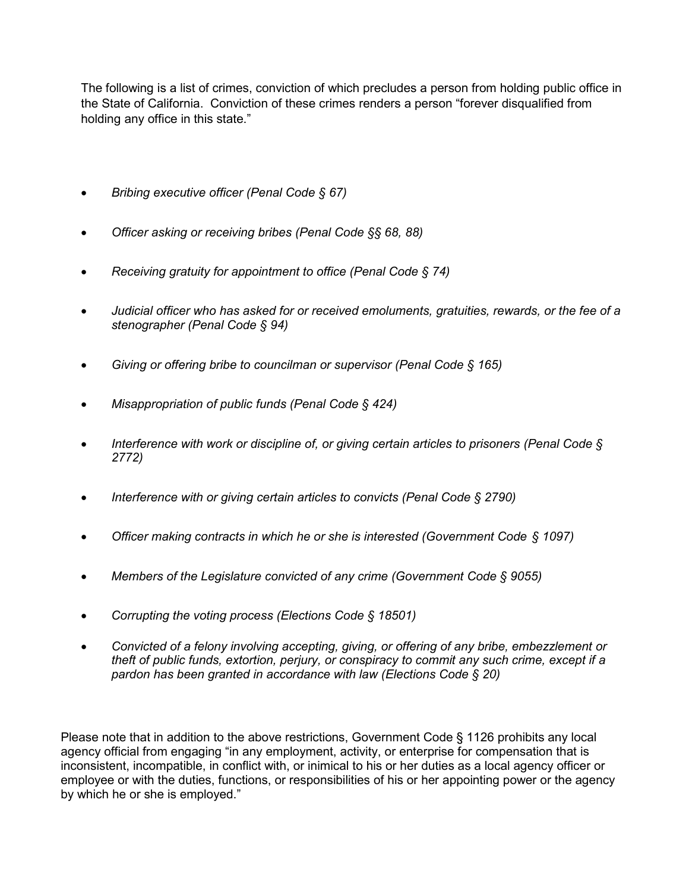The following is a list of crimes, conviction of which precludes a person from holding public office in the State of California. Conviction of these crimes renders a person "forever disqualified from holding any office in this state."

- *Bribing executive officer (Penal Code § 67)*
- *Officer asking or receiving bribes (Penal Code §§ 68, 88)*
- *Receiving gratuity for appointment to office (Penal Code § 74)*
- *Judicial officer who has asked for or received emoluments, gratuities, rewards, or the fee of a stenographer (Penal Code § 94)*
- *Giving or offering bribe to councilman or supervisor (Penal Code § 165)*
- *Misappropriation of public funds (Penal Code § 424)*
- *Interference with work or discipline of, or giving certain articles to prisoners (Penal Code § 2772)*
- *Interference with or giving certain articles to convicts (Penal Code § 2790)*
- *Officer making contracts in which he or she is interested (Government Code § 1097)*
- *Members of the Legislature convicted of any crime (Government Code § 9055)*
- *Corrupting the voting process (Elections Code § 18501)*
- *Convicted of a felony involving accepting, giving, or offering of any bribe, embezzlement or theft of public funds, extortion, perjury, or conspiracy to commit any such crime, except if a pardon has been granted in accordance with law (Elections Code § 20)*

Please note that in addition to the above restrictions, Government Code § 1126 prohibits any local agency official from engaging "in any employment, activity, or enterprise for compensation that is inconsistent, incompatible, in conflict with, or inimical to his or her duties as a local agency officer or employee or with the duties, functions, or responsibilities of his or her appointing power or the agency by which he or she is employed."